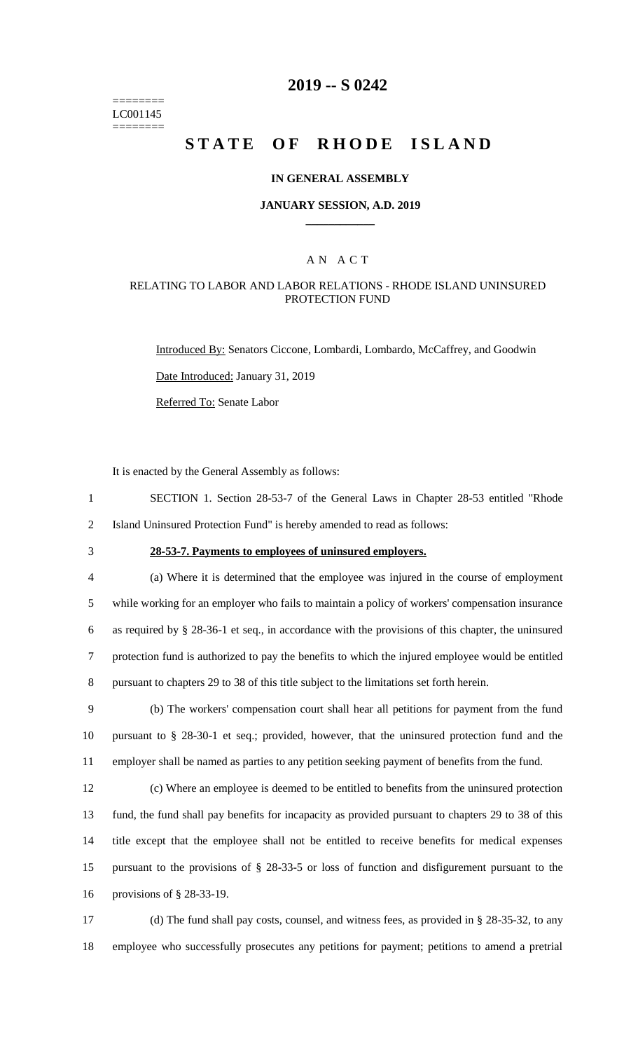========
LC001145
========

# 2019 -- S 0242

# STATE OF RHODE ISLAND

### IN GENERAL ASSEMBLY

### JANUARY SESSION, A.D. 2019

## A N A C T

### RELATING TO LABOR AND LABOR RELATIONS - RHODE ISLAND UNINSURED PROTECTION FUND

Introduced By: Senators Ciccone, Lombardi, Lombardo, McCaffrey, and Goodwin

Date Introduced: January 31, 2019

Referred To: Senate Labor

It is enacted by the General Assembly as follows:

1 SECTION 1. Section 28-53-7 of the General Laws in Chapter 28-53 entitled "Rhode
2 Island Uninsured Protection Fund" is hereby amended to read as follows:

3 **28-53-7. Payments to employees of uninsured employers.**

4 (a) Where it is determined that the employee was injured in the course of employment
5 while working for an employer who fails to maintain a policy of workers' compensation insurance
6 as required by § 28-36-1 et seq., in accordance with the provisions of this chapter, the uninsured
7 protection fund is authorized to pay the benefits to which the injured employee would be entitled
8 pursuant to chapters 29 to 38 of this title subject to the limitations set forth herein.

9 (b) The workers' compensation court shall hear all petitions for payment from the fund
10 pursuant to § 28-30-1 et seq.; provided, however, that the uninsured protection fund and the
11 employer shall be named as parties to any petition seeking payment of benefits from the fund.

12 (c) Where an employee is deemed to be entitled to benefits from the uninsured protection
13 fund, the fund shall pay benefits for incapacity as provided pursuant to chapters 29 to 38 of this
14 title except that the employee shall not be entitled to receive benefits for medical expenses
15 pursuant to the provisions of § 28-33-5 or loss of function and disfigurement pursuant to the
16 provisions of § 28-33-19.

17 (d) The fund shall pay costs, counsel, and witness fees, as provided in § 28-35-32, to any
18 employee who successfully prosecutes any petitions for payment; petitions to amend a pretrial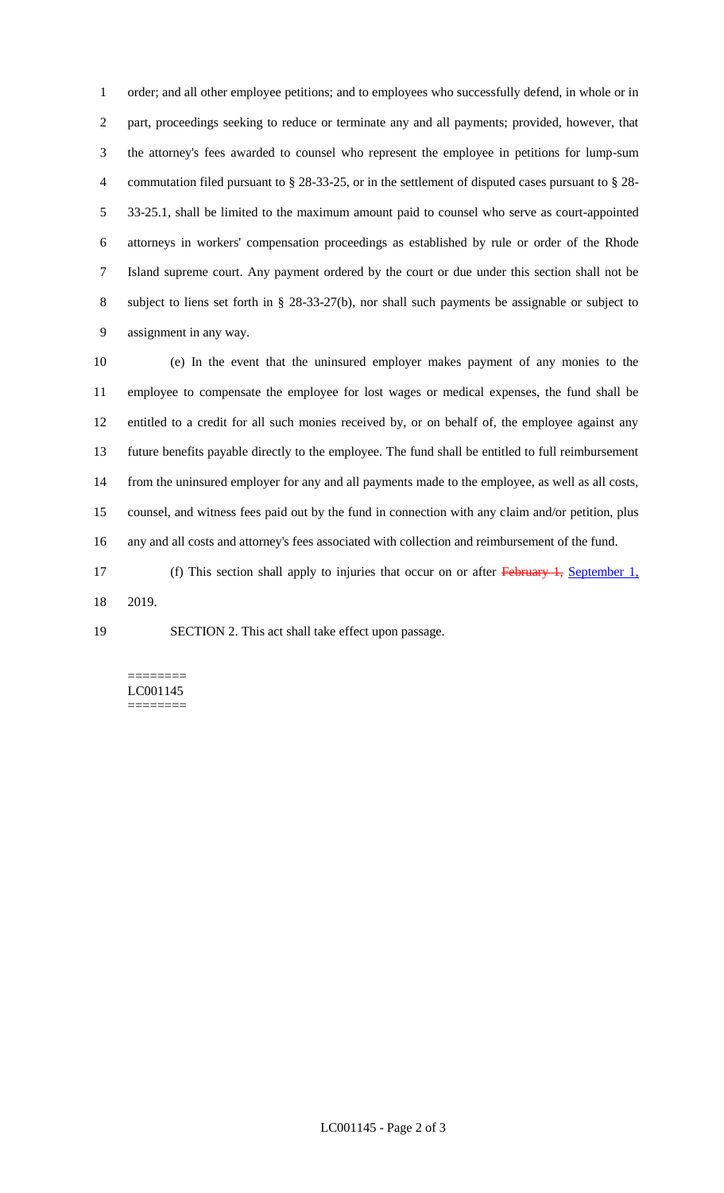order; and all other employee petitions; and to employees who successfully defend, in whole or in part, proceedings seeking to reduce or terminate any and all payments; provided, however, that the attorney's fees awarded to counsel who represent the employee in petitions for lump-sum commutation filed pursuant to § 28-33-25, or in the settlement of disputed cases pursuant to § 28-33-25.1, shall be limited to the maximum amount paid to counsel who serve as court-appointed attorneys in workers' compensation proceedings as established by rule or order of the Rhode Island supreme court. Any payment ordered by the court or due under this section shall not be subject to liens set forth in § 28-33-27(b), nor shall such payments be assignable or subject to assignment in any way.

(e) In the event that the uninsured employer makes payment of any monies to the employee to compensate the employee for lost wages or medical expenses, the fund shall be entitled to a credit for all such monies received by, or on behalf of, the employee against any future benefits payable directly to the employee. The fund shall be entitled to full reimbursement from the uninsured employer for any and all payments made to the employee, as well as all costs, counsel, and witness fees paid out by the fund in connection with any claim and/or petition, plus any and all costs and attorney's fees associated with collection and reimbursement of the fund.

(f) This section shall apply to injuries that occur on or after ~~February 1,~~ September 1, 2019.

SECTION 2. This act shall take effect upon passage.

========
LC001145
========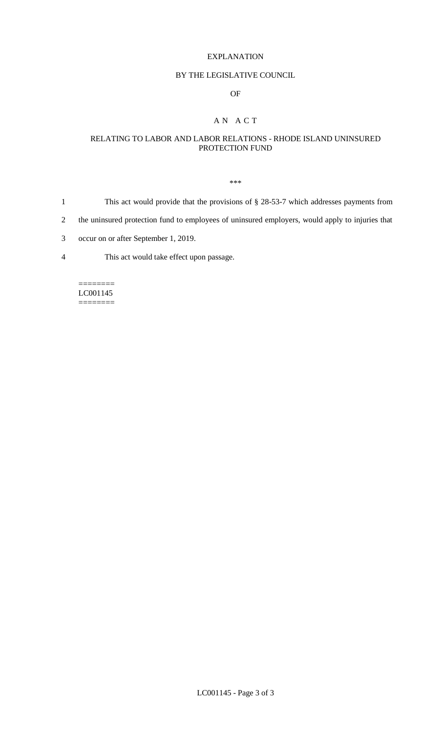EXPLANATION

BY THE LEGISLATIVE COUNCIL

OF

# A N A C T

RELATING TO LABOR AND LABOR RELATIONS - RHODE ISLAND UNINSURED PROTECTION FUND

\*\*\*

1 This act would provide that the provisions of § 28-53-7 which addresses payments from
2 the uninsured protection fund to employees of uninsured employers, would apply to injuries that
3 occur on or after September 1, 2019.
4 This act would take effect upon passage.

========
LC001145
========